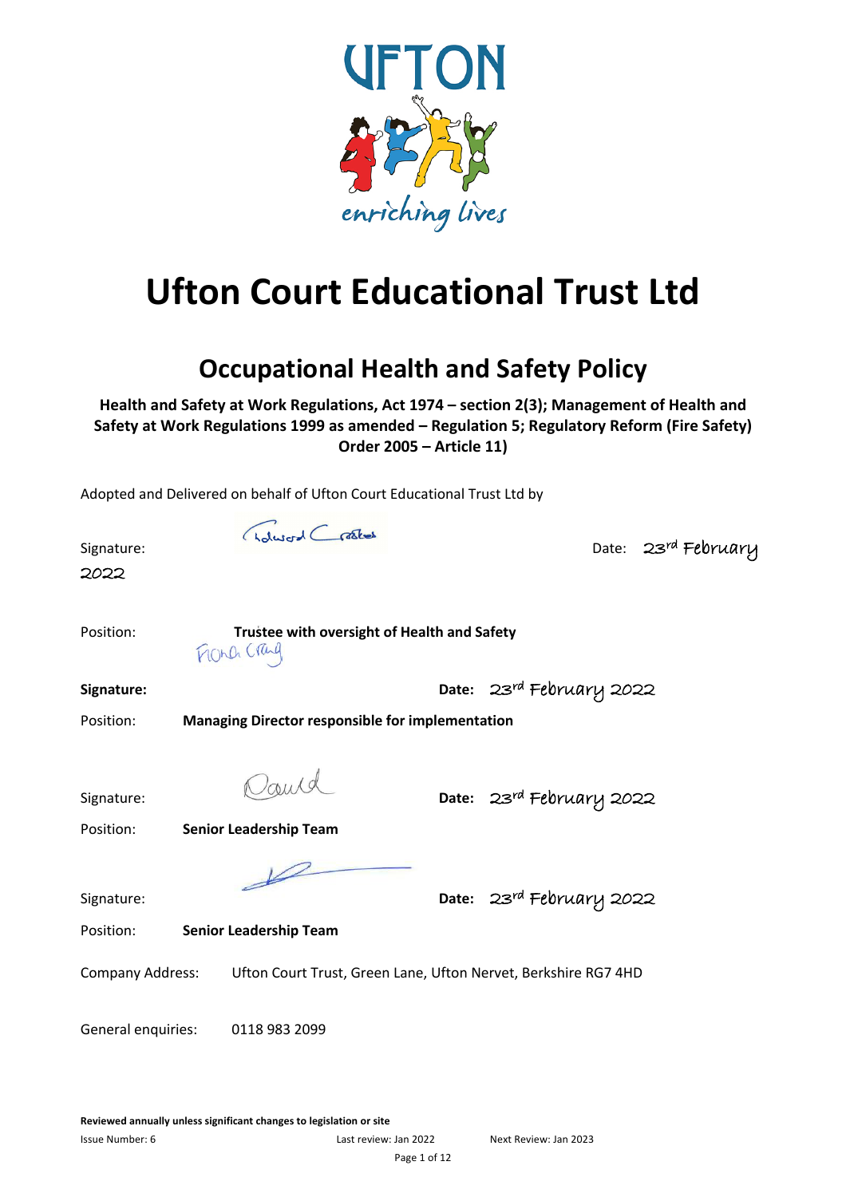# Ufton Court Educational Trust Ltd

## Occupational Health and Safety Policy

**Health and Safety at Work Regulations, Act 1974 – section 2(3); Management of Health and Safety at Work Regulations 1999 as amended – Regulation 5; Regulatory Reform (Fire Safety) Order 2005 – Article 11)**

Adopted and Delivered on behalf of Ufton Court Educational Trust Ltd by

Signature: Edward Crookes Date: 23rd February 2022

Position: **Trustee with oversight of Health and Safety**

**Signature:** Fiona Craig **Date:** 23rd February 2022

Position: **Managing Director responsible for implementation**

Signature: David **Date:** 23rd February 2022

Position: **Senior Leadership Team**

Signature: **Date:** 23rd February 2022

Position: **Senior Leadership Team**

Company Address: Ufton Court Trust, Green Lane, Ufton Nervet, Berkshire RG7 4HD

General enquiries: 0118 983 2099

**Reviewed annually unless significant changes to legislation or site**

Issue Number: 6 Last review: Jan 2022 Next Review: Jan 2023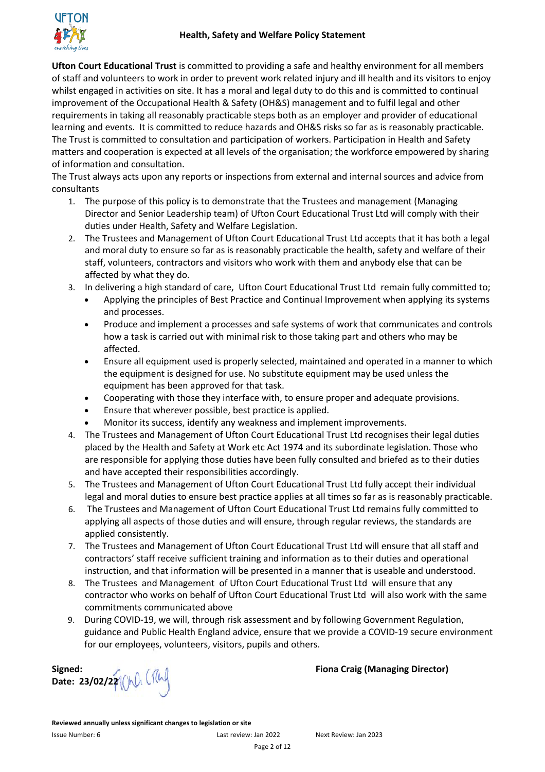# Health, Safety and Welfare Policy Statement

**Ufton Court Educational Trust** is committed to providing a safe and healthy environment for all members of staff and volunteers to work in order to prevent work related injury and ill health and its visitors to enjoy whilst engaged in activities on site. It has a moral and legal duty to do this and is committed to continual improvement of the Occupational Health & Safety (OH&S) management and to fulfil legal and other requirements in taking all reasonably practicable steps both as an employer and provider of educational learning and events. It is committed to reduce hazards and OH&S risks so far as is reasonably practicable. The Trust is committed to consultation and participation of workers. Participation in Health and Safety matters and cooperation is expected at all levels of the organisation; the workforce empowered by sharing of information and consultation.

The Trust always acts upon any reports or inspections from external and internal sources and advice from consultants

1. The purpose of this policy is to demonstrate that the Trustees and management (Managing Director and Senior Leadership team) of Ufton Court Educational Trust Ltd will comply with their duties under Health, Safety and Welfare Legislation.
2. The Trustees and Management of Ufton Court Educational Trust Ltd accepts that it has both a legal and moral duty to ensure so far as is reasonably practicable the health, safety and welfare of their staff, volunteers, contractors and visitors who work with them and anybody else that can be affected by what they do.
3. In delivering a high standard of care, Ufton Court Educational Trust Ltd remain fully committed to;
   - Applying the principles of Best Practice and Continual Improvement when applying its systems and processes.
   - Produce and implement a processes and safe systems of work that communicates and controls how a task is carried out with minimal risk to those taking part and others who may be affected.
   - Ensure all equipment used is properly selected, maintained and operated in a manner to which the equipment is designed for use. No substitute equipment may be used unless the equipment has been approved for that task.
   - Cooperating with those they interface with, to ensure proper and adequate provisions.
   - Ensure that wherever possible, best practice is applied.
   - Monitor its success, identify any weakness and implement improvements.
4. The Trustees and Management of Ufton Court Educational Trust Ltd recognises their legal duties placed by the Health and Safety at Work etc Act 1974 and its subordinate legislation. Those who are responsible for applying those duties have been fully consulted and briefed as to their duties and have accepted their responsibilities accordingly.
5. The Trustees and Management of Ufton Court Educational Trust Ltd fully accept their individual legal and moral duties to ensure best practice applies at all times so far as is reasonably practicable.
6. The Trustees and Management of Ufton Court Educational Trust Ltd remains fully committed to applying all aspects of those duties and will ensure, through regular reviews, the standards are applied consistently.
7. The Trustees and Management of Ufton Court Educational Trust Ltd will ensure that all staff and contractors' staff receive sufficient training and information as to their duties and operational instruction, and that information will be presented in a manner that is useable and understood.
8. The Trustees and Management of Ufton Court Educational Trust Ltd will ensure that any contractor who works on behalf of Ufton Court Educational Trust Ltd will also work with the same commitments communicated above
9. During COVID-19, we will, through risk assessment and by following Government Regulation, guidance and Public Health England advice, ensure that we provide a COVID-19 secure environment for our employees, volunteers, visitors, pupils and others.

**Signed:** Fiona Craig

**Date: 23/02/22**

**Fiona Craig (Managing Director)**

**Reviewed annually unless significant changes to legislation or site**

Issue Number: 6 | Last review: Jan 2022 | Next Review: Jan 2023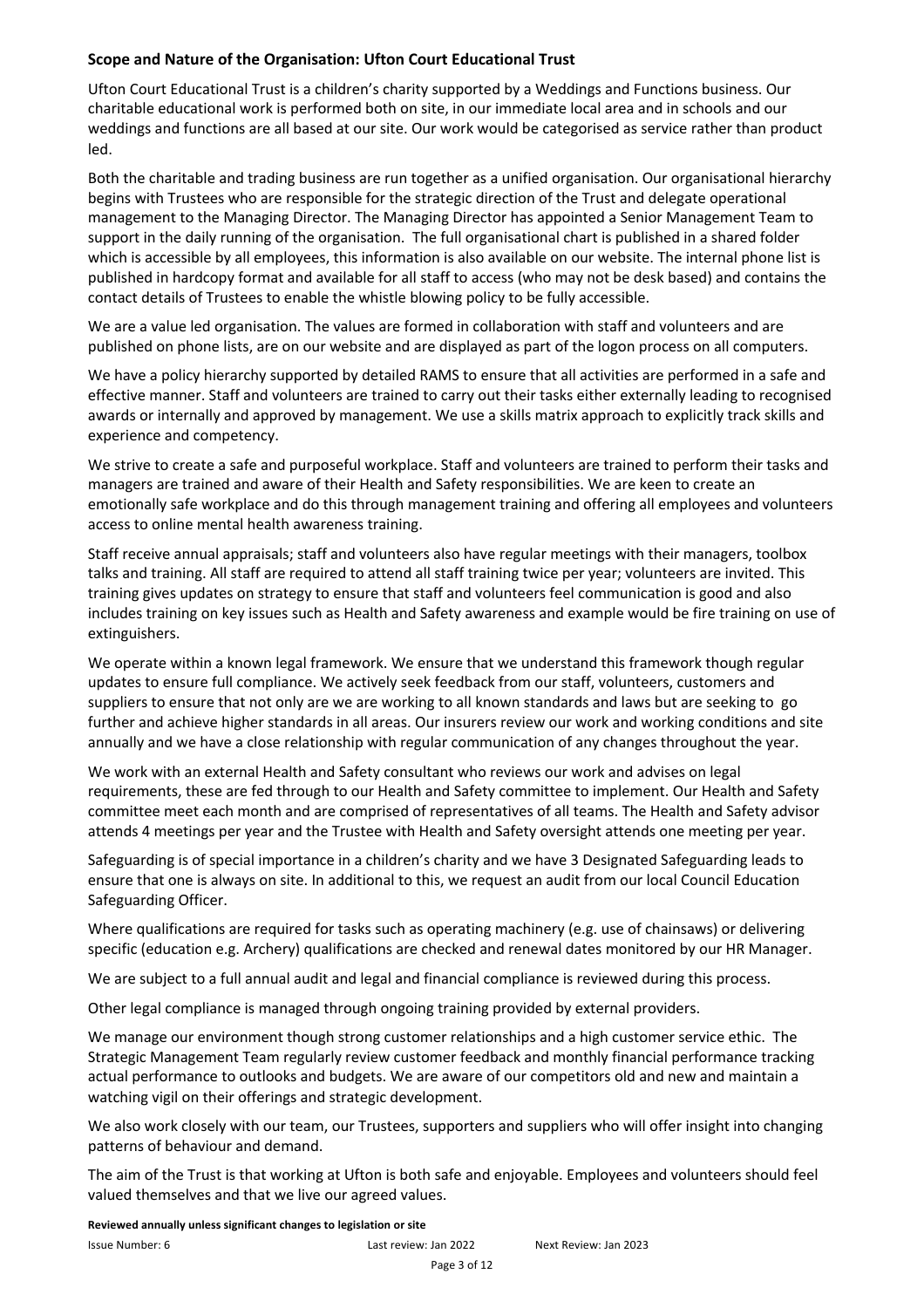**Scope and Nature of the Organisation: Ufton Court Educational Trust**

Ufton Court Educational Trust is a children's charity supported by a Weddings and Functions business. Our charitable educational work is performed both on site, in our immediate local area and in schools and our weddings and functions are all based at our site. Our work would be categorised as service rather than product led.

Both the charitable and trading business are run together as a unified organisation. Our organisational hierarchy begins with Trustees who are responsible for the strategic direction of the Trust and delegate operational management to the Managing Director. The Managing Director has appointed a Senior Management Team to support in the daily running of the organisation. The full organisational chart is published in a shared folder which is accessible by all employees, this information is also available on our website. The internal phone list is published in hardcopy format and available for all staff to access (who may not be desk based) and contains the contact details of Trustees to enable the whistle blowing policy to be fully accessible.

We are a value led organisation. The values are formed in collaboration with staff and volunteers and are published on phone lists, are on our website and are displayed as part of the logon process on all computers.

We have a policy hierarchy supported by detailed RAMS to ensure that all activities are performed in a safe and effective manner. Staff and volunteers are trained to carry out their tasks either externally leading to recognised awards or internally and approved by management. We use a skills matrix approach to explicitly track skills and experience and competency.

We strive to create a safe and purposeful workplace. Staff and volunteers are trained to perform their tasks and managers are trained and aware of their Health and Safety responsibilities. We are keen to create an emotionally safe workplace and do this through management training and offering all employees and volunteers access to online mental health awareness training.

Staff receive annual appraisals; staff and volunteers also have regular meetings with their managers, toolbox talks and training. All staff are required to attend all staff training twice per year; volunteers are invited. This training gives updates on strategy to ensure that staff and volunteers feel communication is good and also includes training on key issues such as Health and Safety awareness and example would be fire training on use of extinguishers.

We operate within a known legal framework. We ensure that we understand this framework though regular updates to ensure full compliance. We actively seek feedback from our staff, volunteers, customers and suppliers to ensure that not only are we are working to all known standards and laws but are seeking to go further and achieve higher standards in all areas. Our insurers review our work and working conditions and site annually and we have a close relationship with regular communication of any changes throughout the year.

We work with an external Health and Safety consultant who reviews our work and advises on legal requirements, these are fed through to our Health and Safety committee to implement. Our Health and Safety committee meet each month and are comprised of representatives of all teams. The Health and Safety advisor attends 4 meetings per year and the Trustee with Health and Safety oversight attends one meeting per year.

Safeguarding is of special importance in a children's charity and we have 3 Designated Safeguarding leads to ensure that one is always on site. In additional to this, we request an audit from our local Council Education Safeguarding Officer.

Where qualifications are required for tasks such as operating machinery (e.g. use of chainsaws) or delivering specific (education e.g. Archery) qualifications are checked and renewal dates monitored by our HR Manager.

We are subject to a full annual audit and legal and financial compliance is reviewed during this process.

Other legal compliance is managed through ongoing training provided by external providers.

We manage our environment though strong customer relationships and a high customer service ethic. The Strategic Management Team regularly review customer feedback and monthly financial performance tracking actual performance to outlooks and budgets. We are aware of our competitors old and new and maintain a watching vigil on their offerings and strategic development.

We also work closely with our team, our Trustees, supporters and suppliers who will offer insight into changing patterns of behaviour and demand.

The aim of the Trust is that working at Ufton is both safe and enjoyable. Employees and volunteers should feel valued themselves and that we live our agreed values.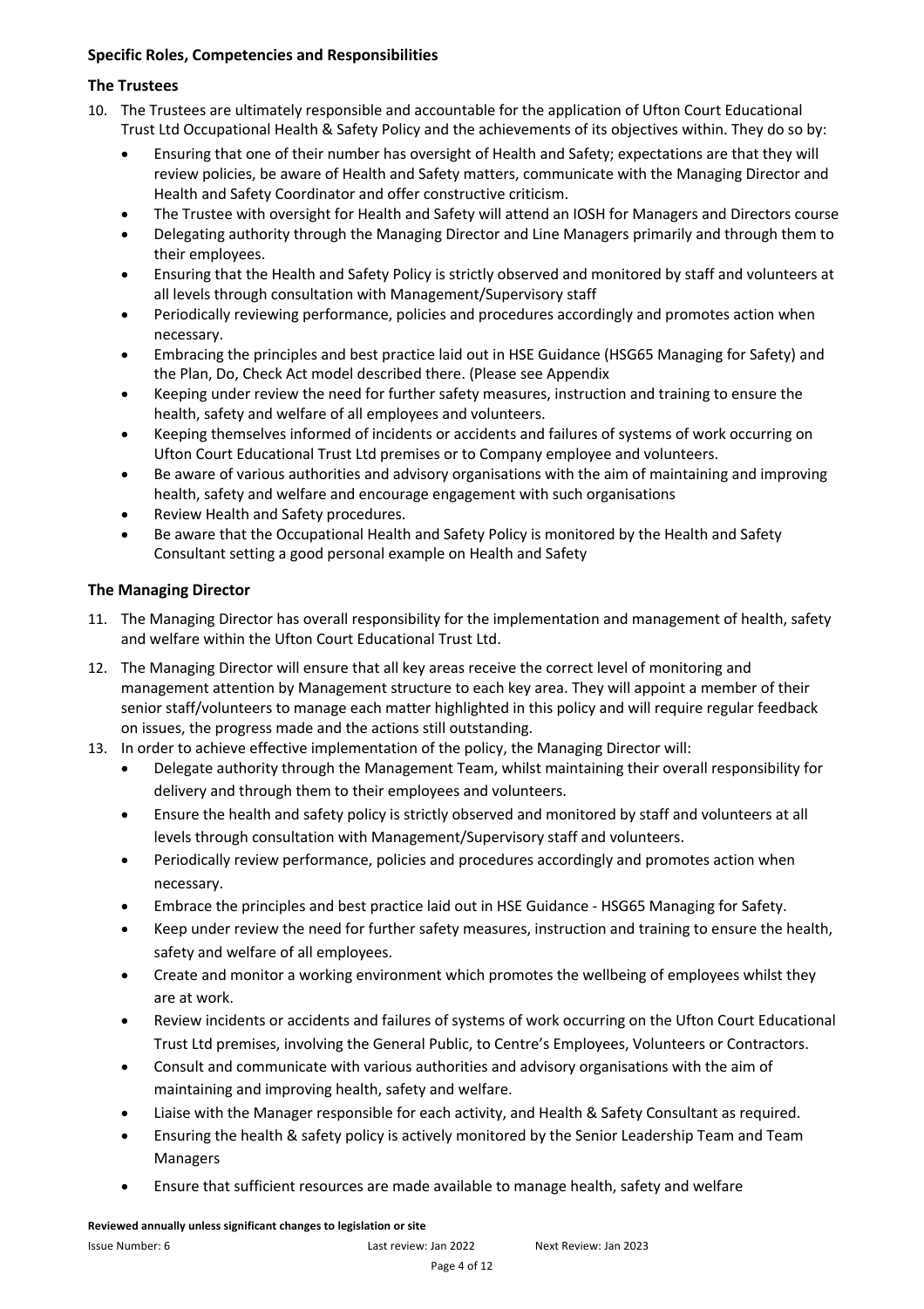**Specific Roles, Competencies and Responsibilities**

### The Trustees

10. The Trustees are ultimately responsible and accountable for the application of Ufton Court Educational Trust Ltd Occupational Health & Safety Policy and the achievements of its objectives within. They do so by:
    - Ensuring that one of their number has oversight of Health and Safety; expectations are that they will review policies, be aware of Health and Safety matters, communicate with the Managing Director and Health and Safety Coordinator and offer constructive criticism.
    - The Trustee with oversight for Health and Safety will attend an IOSH for Managers and Directors course
    - Delegating authority through the Managing Director and Line Managers primarily and through them to their employees.
    - Ensuring that the Health and Safety Policy is strictly observed and monitored by staff and volunteers at all levels through consultation with Management/Supervisory staff
    - Periodically reviewing performance, policies and procedures accordingly and promotes action when necessary.
    - Embracing the principles and best practice laid out in HSE Guidance (HSG65 Managing for Safety) and the Plan, Do, Check Act model described there. (Please see Appendix
    - Keeping under review the need for further safety measures, instruction and training to ensure the health, safety and welfare of all employees and volunteers.
    - Keeping themselves informed of incidents or accidents and failures of systems of work occurring on Ufton Court Educational Trust Ltd premises or to Company employee and volunteers.
    - Be aware of various authorities and advisory organisations with the aim of maintaining and improving health, safety and welfare and encourage engagement with such organisations
    - Review Health and Safety procedures.
    - Be aware that the Occupational Health and Safety Policy is monitored by the Health and Safety Consultant setting a good personal example on Health and Safety

### The Managing Director

11. The Managing Director has overall responsibility for the implementation and management of health, safety and welfare within the Ufton Court Educational Trust Ltd.
12. The Managing Director will ensure that all key areas receive the correct level of monitoring and management attention by Management structure to each key area. They will appoint a member of their senior staff/volunteers to manage each matter highlighted in this policy and will require regular feedback on issues, the progress made and the actions still outstanding.
13. In order to achieve effective implementation of the policy, the Managing Director will:
    - Delegate authority through the Management Team, whilst maintaining their overall responsibility for delivery and through them to their employees and volunteers.
    - Ensure the health and safety policy is strictly observed and monitored by staff and volunteers at all levels through consultation with Management/Supervisory staff and volunteers.
    - Periodically review performance, policies and procedures accordingly and promotes action when necessary.
    - Embrace the principles and best practice laid out in HSE Guidance - HSG65 Managing for Safety.
    - Keep under review the need for further safety measures, instruction and training to ensure the health, safety and welfare of all employees.
    - Create and monitor a working environment which promotes the wellbeing of employees whilst they are at work.
    - Review incidents or accidents and failures of systems of work occurring on the Ufton Court Educational Trust Ltd premises, involving the General Public, to Centre's Employees, Volunteers or Contractors.
    - Consult and communicate with various authorities and advisory organisations with the aim of maintaining and improving health, safety and welfare.
    - Liaise with the Manager responsible for each activity, and Health & Safety Consultant as required.
    - Ensuring the health & safety policy is actively monitored by the Senior Leadership Team and Team Managers
    - Ensure that sufficient resources are made available to manage health, safety and welfare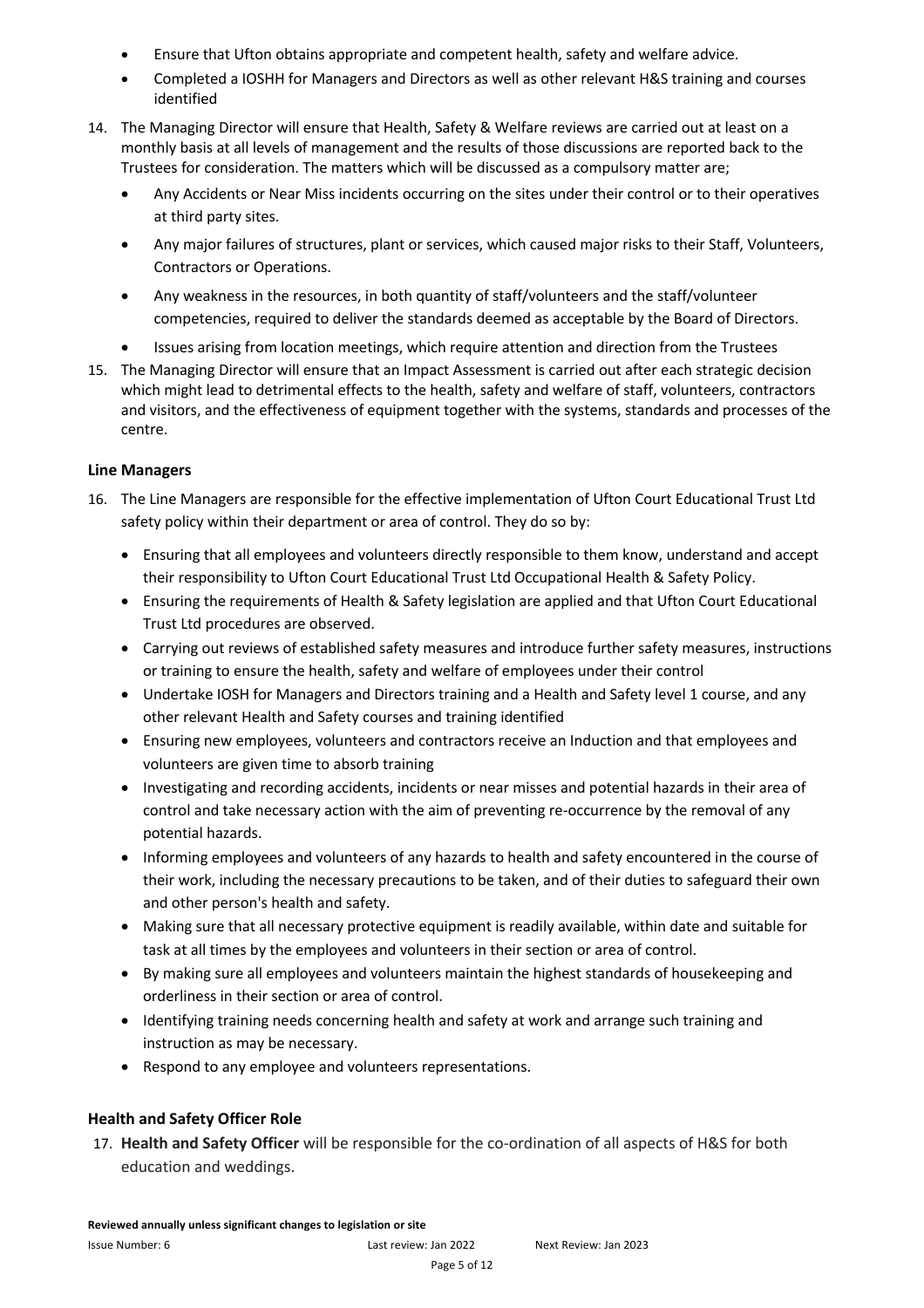- Ensure that Ufton obtains appropriate and competent health, safety and welfare advice.
- Completed a IOSHH for Managers and Directors as well as other relevant H&S training and courses identified

14. The Managing Director will ensure that Health, Safety & Welfare reviews are carried out at least on a monthly basis at all levels of management and the results of those discussions are reported back to the Trustees for consideration. The matters which will be discussed as a compulsory matter are;
    - Any Accidents or Near Miss incidents occurring on the sites under their control or to their operatives at third party sites.
    - Any major failures of structures, plant or services, which caused major risks to their Staff, Volunteers, Contractors or Operations.
    - Any weakness in the resources, in both quantity of staff/volunteers and the staff/volunteer competencies, required to deliver the standards deemed as acceptable by the Board of Directors.
    - Issues arising from location meetings, which require attention and direction from the Trustees
15. The Managing Director will ensure that an Impact Assessment is carried out after each strategic decision which might lead to detrimental effects to the health, safety and welfare of staff, volunteers, contractors and visitors, and the effectiveness of equipment together with the systems, standards and processes of the centre.

### Line Managers

16. The Line Managers are responsible for the effective implementation of Ufton Court Educational Trust Ltd safety policy within their department or area of control. They do so by:
    - Ensuring that all employees and volunteers directly responsible to them know, understand and accept their responsibility to Ufton Court Educational Trust Ltd Occupational Health & Safety Policy.
    - Ensuring the requirements of Health & Safety legislation are applied and that Ufton Court Educational Trust Ltd procedures are observed.
    - Carrying out reviews of established safety measures and introduce further safety measures, instructions or training to ensure the health, safety and welfare of employees under their control
    - Undertake IOSH for Managers and Directors training and a Health and Safety level 1 course, and any other relevant Health and Safety courses and training identified
    - Ensuring new employees, volunteers and contractors receive an Induction and that employees and volunteers are given time to absorb training
    - Investigating and recording accidents, incidents or near misses and potential hazards in their area of control and take necessary action with the aim of preventing re-occurrence by the removal of any potential hazards.
    - Informing employees and volunteers of any hazards to health and safety encountered in the course of their work, including the necessary precautions to be taken, and of their duties to safeguard their own and other person's health and safety.
    - Making sure that all necessary protective equipment is readily available, within date and suitable for task at all times by the employees and volunteers in their section or area of control.
    - By making sure all employees and volunteers maintain the highest standards of housekeeping and orderliness in their section or area of control.
    - Identifying training needs concerning health and safety at work and arrange such training and instruction as may be necessary.
    - Respond to any employee and volunteers representations.

### Health and Safety Officer Role

17. **Health and Safety Officer** will be responsible for the co-ordination of all aspects of H&S for both education and weddings.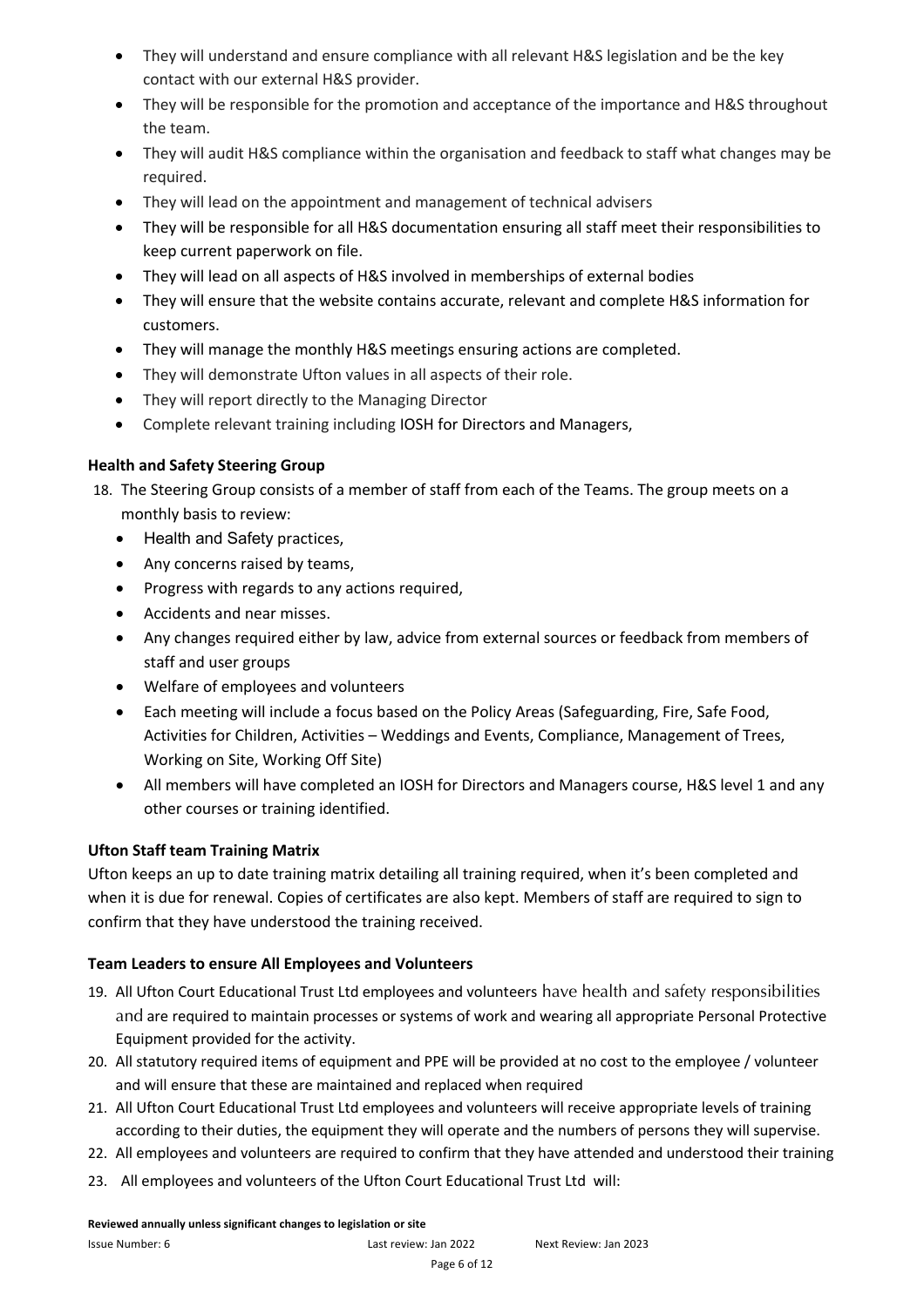- They will understand and ensure compliance with all relevant H&S legislation and be the key contact with our external H&S provider.
- They will be responsible for the promotion and acceptance of the importance and H&S throughout the team.
- They will audit H&S compliance within the organisation and feedback to staff what changes may be required.
- They will lead on the appointment and management of technical advisers
- They will be responsible for all H&S documentation ensuring all staff meet their responsibilities to keep current paperwork on file.
- They will lead on all aspects of H&S involved in memberships of external bodies
- They will ensure that the website contains accurate, relevant and complete H&S information for customers.
- They will manage the monthly H&S meetings ensuring actions are completed.
- They will demonstrate Ufton values in all aspects of their role.
- They will report directly to the Managing Director
- Complete relevant training including IOSH for Directors and Managers,

**Health and Safety Steering Group**

18. The Steering Group consists of a member of staff from each of the Teams. The group meets on a monthly basis to review:
    - Health and Safety practices,
    - Any concerns raised by teams,
    - Progress with regards to any actions required,
    - Accidents and near misses.
    - Any changes required either by law, advice from external sources or feedback from members of staff and user groups
    - Welfare of employees and volunteers
    - Each meeting will include a focus based on the Policy Areas (Safeguarding, Fire, Safe Food, Activities for Children, Activities – Weddings and Events, Compliance, Management of Trees, Working on Site, Working Off Site)
    - All members will have completed an IOSH for Directors and Managers course, H&S level 1 and any other courses or training identified.

**Ufton Staff team Training Matrix**

Ufton keeps an up to date training matrix detailing all training required, when it's been completed and when it is due for renewal. Copies of certificates are also kept. Members of staff are required to sign to confirm that they have understood the training received.

**Team Leaders to ensure All Employees and Volunteers**

19. All Ufton Court Educational Trust Ltd employees and volunteers have health and safety responsibilities and are required to maintain processes or systems of work and wearing all appropriate Personal Protective Equipment provided for the activity.
20. All statutory required items of equipment and PPE will be provided at no cost to the employee / volunteer and will ensure that these are maintained and replaced when required
21. All Ufton Court Educational Trust Ltd employees and volunteers will receive appropriate levels of training according to their duties, the equipment they will operate and the numbers of persons they will supervise.
22. All employees and volunteers are required to confirm that they have attended and understood their training
23. All employees and volunteers of the Ufton Court Educational Trust Ltd will: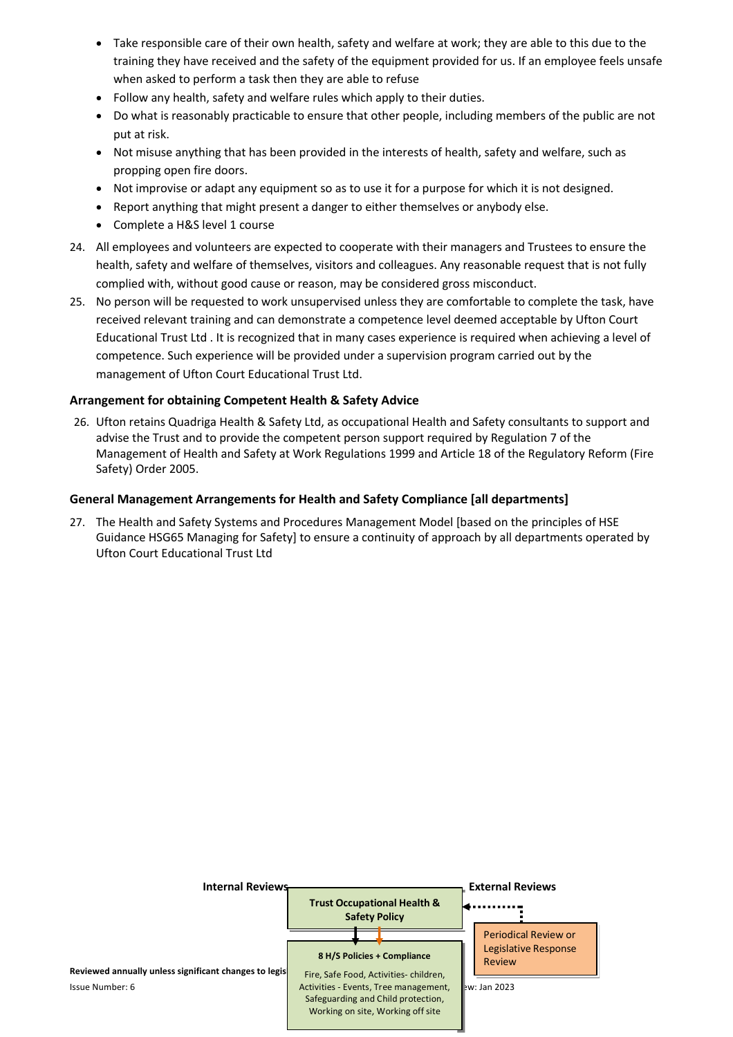- Take responsible care of their own health, safety and welfare at work; they are able to this due to the training they have received and the safety of the equipment provided for us. If an employee feels unsafe when asked to perform a task then they are able to refuse
- Follow any health, safety and welfare rules which apply to their duties.
- Do what is reasonably practicable to ensure that other people, including members of the public are not put at risk.
- Not misuse anything that has been provided in the interests of health, safety and welfare, such as propping open fire doors.
- Not improvise or adapt any equipment so as to use it for a purpose for which it is not designed.
- Report anything that might present a danger to either themselves or anybody else.
- Complete a H&S level 1 course

24. All employees and volunteers are expected to cooperate with their managers and Trustees to ensure the health, safety and welfare of themselves, visitors and colleagues. Any reasonable request that is not fully complied with, without good cause or reason, may be considered gross misconduct.
25. No person will be requested to work unsupervised unless they are comfortable to complete the task, have received relevant training and can demonstrate a competence level deemed acceptable by Ufton Court Educational Trust Ltd . It is recognized that in many cases experience is required when achieving a level of competence. Such experience will be provided under a supervision program carried out by the management of Ufton Court Educational Trust Ltd.

### Arrangement for obtaining Competent Health & Safety Advice

26. Ufton retains Quadriga Health & Safety Ltd, as occupational Health and Safety consultants to support and advise the Trust and to provide the competent person support required by Regulation 7 of the Management of Health and Safety at Work Regulations 1999 and Article 18 of the Regulatory Reform (Fire Safety) Order 2005.

### General Management Arrangements for Health and Safety Compliance [all departments]

27. The Health and Safety Systems and Procedures Management Model [based on the principles of HSE Guidance HSG65 Managing for Safety] to ensure a continuity of approach by all departments operated by Ufton Court Educational Trust Ltd

**Internal Reviews** **External Reviews**

**Trust Occupational Health & Safety Policy**

Periodical Review or Legislative Response Review

**8 H/S Policies + Compliance**

Fire, Safe Food, Activities- children, Activities - Events, Tree management, Safeguarding and Child protection, Working on site, Working off site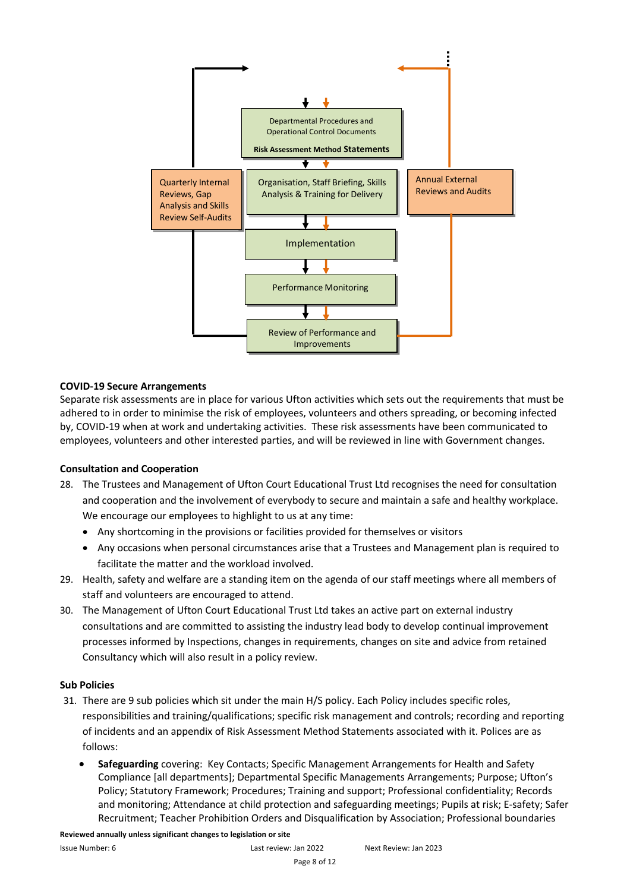Departmental Procedures and Operational Control Documents

**Risk Assessment Method Statements**

Quarterly Internal Reviews, Gap Analysis and Skills Review Self-Audits

Organisation, Staff Briefing, Skills Analysis & Training for Delivery

Annual External Reviews and Audits

Implementation

Performance Monitoring

Review of Performance and Improvements

**COVID-19 Secure Arrangements**

Separate risk assessments are in place for various Ufton activities which sets out the requirements that must be adhered to in order to minimise the risk of employees, volunteers and others spreading, or becoming infected by, COVID-19 when at work and undertaking activities. These risk assessments have been communicated to employees, volunteers and other interested parties, and will be reviewed in line with Government changes.

**Consultation and Cooperation**

28. The Trustees and Management of Ufton Court Educational Trust Ltd recognises the need for consultation and cooperation and the involvement of everybody to secure and maintain a safe and healthy workplace. We encourage our employees to highlight to us at any time:
    - Any shortcoming in the provisions or facilities provided for themselves or visitors
    - Any occasions when personal circumstances arise that a Trustees and Management plan is required to facilitate the matter and the workload involved.
29. Health, safety and welfare are a standing item on the agenda of our staff meetings where all members of staff and volunteers are encouraged to attend.
30. The Management of Ufton Court Educational Trust Ltd takes an active part on external industry consultations and are committed to assisting the industry lead body to develop continual improvement processes informed by Inspections, changes in requirements, changes on site and advice from retained Consultancy which will also result in a policy review.

**Sub Policies**

31. There are 9 sub policies which sit under the main H/S policy. Each Policy includes specific roles, responsibilities and training/qualifications; specific risk management and controls; recording and reporting of incidents and an appendix of Risk Assessment Method Statements associated with it. Polices are as follows:
    - **Safeguarding** covering: Key Contacts; Specific Management Arrangements for Health and Safety Compliance [all departments]; Departmental Specific Managements Arrangements; Purpose; Ufton's Policy; Statutory Framework; Procedures; Training and support; Professional confidentiality; Records and monitoring; Attendance at child protection and safeguarding meetings; Pupils at risk; E-safety; Safer Recruitment; Teacher Prohibition Orders and Disqualification by Association; Professional boundaries

**Reviewed annually unless significant changes to legislation or site**

Issue Number: 6 Last review: Jan 2022 Next Review: Jan 2023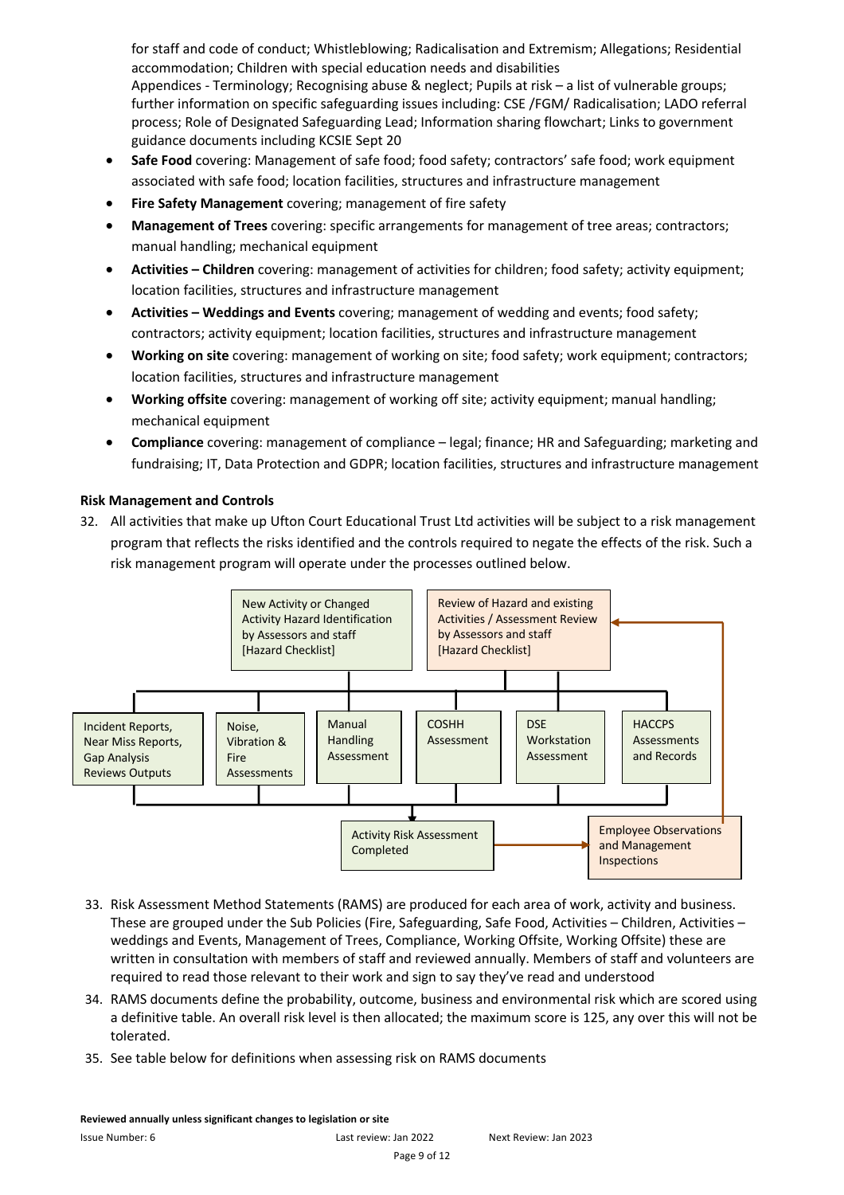for staff and code of conduct; Whistleblowing; Radicalisation and Extremism; Allegations; Residential accommodation; Children with special education needs and disabilities
Appendices - Terminology; Recognising abuse & neglect; Pupils at risk – a list of vulnerable groups; further information on specific safeguarding issues including: CSE /FGM/ Radicalisation; LADO referral process; Role of Designated Safeguarding Lead; Information sharing flowchart; Links to government guidance documents including KCSIE Sept 20

- **Safe Food** covering: Management of safe food; food safety; contractors' safe food; work equipment associated with safe food; location facilities, structures and infrastructure management
- **Fire Safety Management** covering; management of fire safety
- **Management of Trees** covering: specific arrangements for management of tree areas; contractors; manual handling; mechanical equipment
- **Activities – Children** covering: management of activities for children; food safety; activity equipment; location facilities, structures and infrastructure management
- **Activities – Weddings and Events** covering; management of wedding and events; food safety; contractors; activity equipment; location facilities, structures and infrastructure management
- **Working on site** covering: management of working on site; food safety; work equipment; contractors; location facilities, structures and infrastructure management
- **Working offsite** covering: management of working off site; activity equipment; manual handling; mechanical equipment
- **Compliance** covering: management of compliance – legal; finance; HR and Safeguarding; marketing and fundraising; IT, Data Protection and GDPR; location facilities, structures and infrastructure management

**Risk Management and Controls**

32. All activities that make up Ufton Court Educational Trust Ltd activities will be subject to a risk management program that reflects the risks identified and the controls required to negate the effects of the risk. Such a risk management program will operate under the processes outlined below.

New Activity or Changed Activity Hazard Identification by Assessors and staff [Hazard Checklist]

Review of Hazard and existing Activities / Assessment Review by Assessors and staff [Hazard Checklist]

Incident Reports, Near Miss Reports, Gap Analysis Reviews Outputs

Noise, Vibration & Fire Assessments

Manual Handling Assessment

COSHH Assessment

DSE Workstation Assessment

HACCPS Assessments and Records

Activity Risk Assessment Completed

Employee Observations and Management Inspections

33. Risk Assessment Method Statements (RAMS) are produced for each area of work, activity and business. These are grouped under the Sub Policies (Fire, Safeguarding, Safe Food, Activities – Children, Activities – weddings and Events, Management of Trees, Compliance, Working Offsite, Working Offsite) these are written in consultation with members of staff and reviewed annually. Members of staff and volunteers are required to read those relevant to their work and sign to say they've read and understood
34. RAMS documents define the probability, outcome, business and environmental risk which are scored using a definitive table. An overall risk level is then allocated; the maximum score is 125, any over this will not be tolerated.
35. See table below for definitions when assessing risk on RAMS documents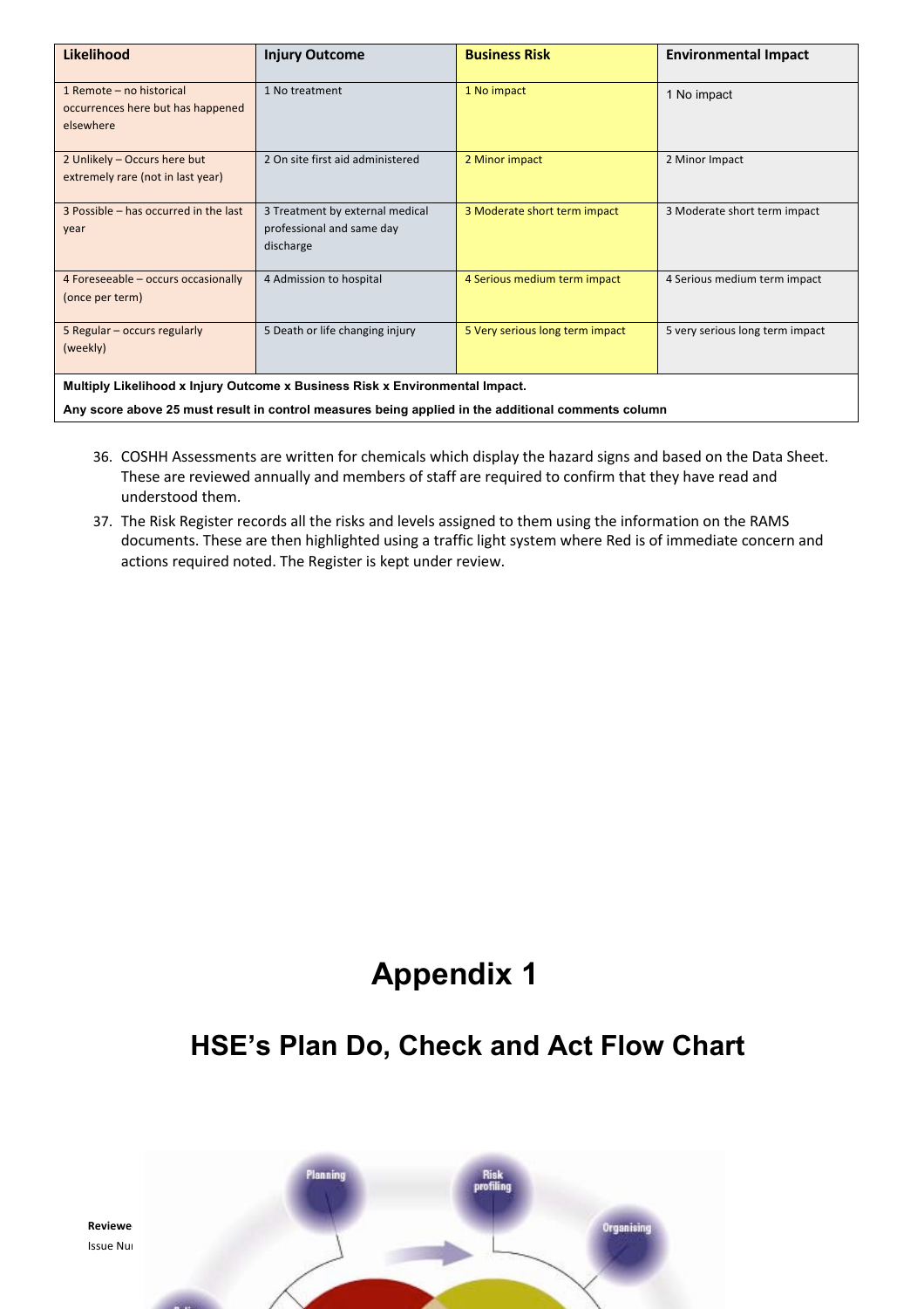| Likelihood | Injury Outcome | Business Risk | Environmental Impact |
|---|---|---|---|
| 1 Remote – no historical occurrences here but has happened elsewhere | 1 No treatment | 1 No impact | 1 No impact |
| 2 Unlikely – Occurs here but extremely rare (not in last year) | 2 On site first aid administered | 2 Minor impact | 2 Minor Impact |
| 3 Possible – has occurred in the last year | 3 Treatment by external medical professional and same day discharge | 3 Moderate short term impact | 3 Moderate short term impact |
| 4 Foreseeable – occurs occasionally (once per term) | 4 Admission to hospital | 4 Serious medium term impact | 4 Serious medium term impact |
| 5 Regular – occurs regularly (weekly) | 5 Death or life changing injury | 5 Very serious long term impact | 5 very serious long term impact |
| **Multiply Likelihood x Injury Outcome x Business Risk x Environmental Impact.** | | | |
| **Any score above 25 must result in control measures being applied in the additional comments column** | | | |

36. COSHH Assessments are written for chemicals which display the hazard signs and based on the Data Sheet. These are reviewed annually and members of staff are required to confirm that they have read and understood them.
37. The Risk Register records all the risks and levels assigned to them using the information on the RAMS documents. These are then highlighted using a traffic light system where Red is of immediate concern and actions required noted. The Register is kept under review.

# Appendix 1

## HSE's Plan Do, Check and Act Flow Chart

Planning

Risk profiling

Organising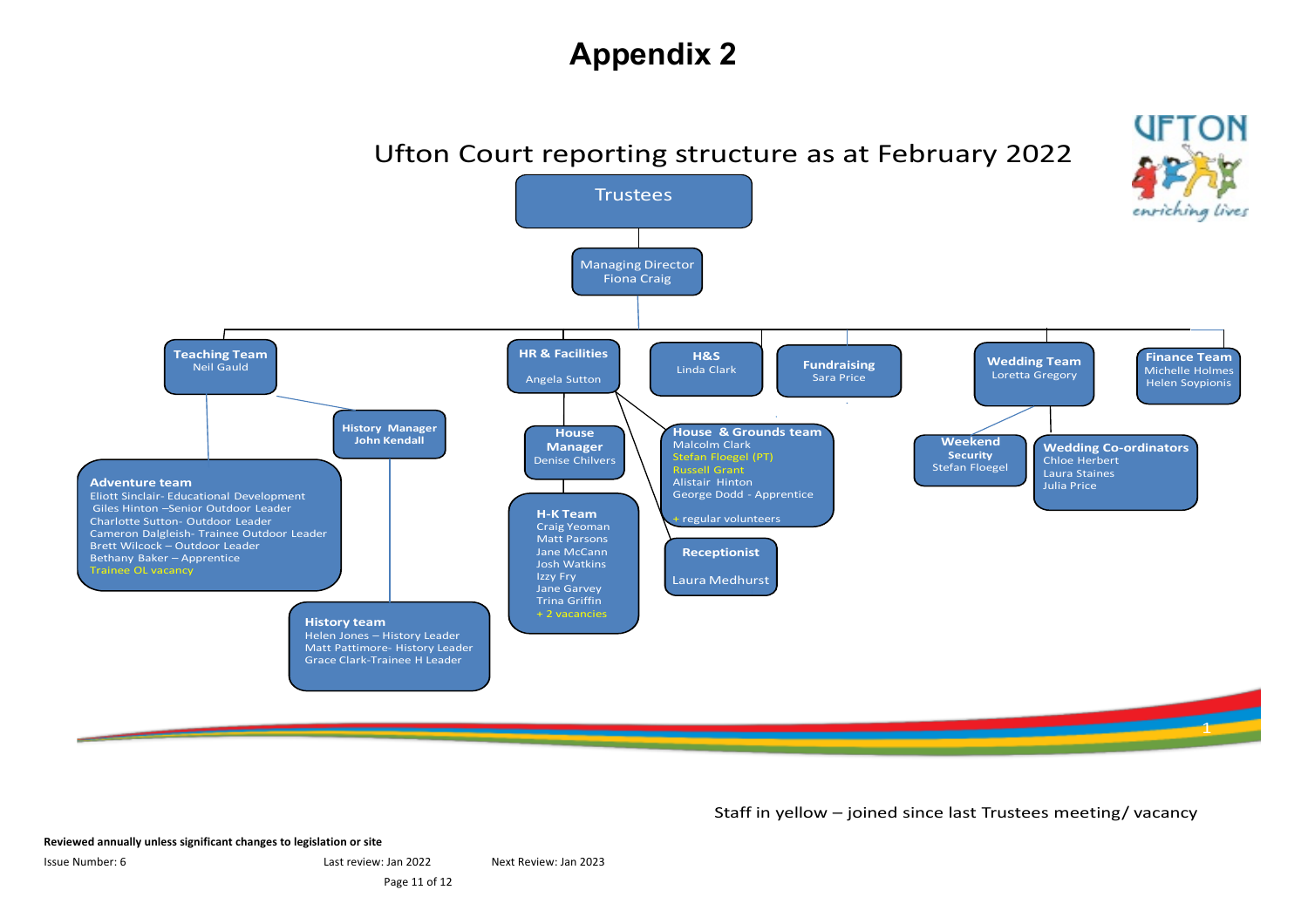# Appendix 2

## Ufton Court reporting structure as at February 2022

**Trustees**

- **Managing Director** – Fiona Craig
  - **Teaching Team** – Neil Gauld
    - **Adventure team**
      - Eliott Sinclair- Educational Development
      - Giles Hinton –Senior Outdoor Leader
      - Charlotte Sutton- Outdoor Leader
      - Cameron Dalgleish- Trainee Outdoor Leader
      - Brett Wilcock – Outdoor Leader
      - Bethany Baker – Apprentice
      - Trainee OL vacancy
    - **History Manager** – John Kendall
      - **History team**
        - Helen Jones – History Leader
        - Matt Pattimore- History Leader
        - Grace Clark-Trainee H Leader
  - **HR & Facilities** – Angela Sutton
    - **House Manager** – Denise Chilvers
      - **H-K Team**
        - Craig Yeoman
        - Matt Parsons
        - Jane McCann
        - Josh Watkins
        - Izzy Fry
        - Jane Garvey
        - Trina Griffin
        - + 2 vacancies
    - **House & Grounds team**
      - Malcolm Clark
      - Stefan Floegel (PT)
      - Russell Grant
      - Alistair Hinton
      - George Dodd - Apprentice
      - + regular volunteers
    - **Receptionist** – Laura Medhurst
  - **H&S** – Linda Clark
  - **Fundraising** – Sara Price
  - **Wedding Team** – Loretta Gregory
    - **Weekend Security** – Stefan Floegel
    - **Wedding Co-ordinators**
      - Chloe Herbert
      - Laura Staines
      - Julia Price
  - **Finance Team**
    - Michelle Holmes
    - Helen Soypionis

Staff in yellow – joined since last Trustees meeting/ vacancy

**Reviewed annually unless significant changes to legislation or site**

Issue Number: 6 Last review: Jan 2022 Next Review: Jan 2023